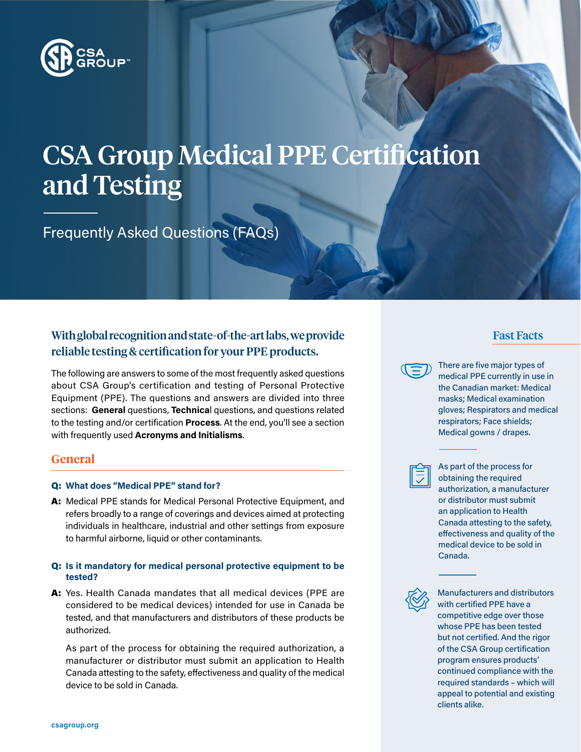CSA GROUP™

# CSA Group Medical PPE Certification and Testing

Frequently Asked Questions (FAQs)

## With global recognition and state-of-the-art labs, we provide reliable testing & certification for your PPE products.

The following are answers to some of the most frequently asked questions about CSA Group's certification and testing of Personal Protective Equipment (PPE). The questions and answers are divided into three sections: **General** questions, **Technical** questions, and questions related to the testing and/or certification **Process**. At the end, you'll see a section with frequently used **Acronyms and Initialisms**.

## General

**Q: What does "Medical PPE" stand for?**

**A:** Medical PPE stands for Medical Personal Protective Equipment, and refers broadly to a range of coverings and devices aimed at protecting individuals in healthcare, industrial and other settings from exposure to harmful airborne, liquid or other contaminants.

**Q: Is it mandatory for medical personal protective equipment to be tested?**

**A:** Yes. Health Canada mandates that all medical devices (PPE are considered to be medical devices) intended for use in Canada be tested, and that manufacturers and distributors of these products be authorized.

As part of the process for obtaining the required authorization, a manufacturer or distributor must submit an application to Health Canada attesting to the safety, effectiveness and quality of the medical device to be sold in Canada.

### Fast Facts

There are five major types of medical PPE currently in use in the Canadian market: Medical masks; Medical examination gloves; Respirators and medical respirators; Face shields; Medical gowns / drapes.

As part of the process for obtaining the required authorization, a manufacturer or distributor must submit an application to Health Canada attesting to the safety, effectiveness and quality of the medical device to be sold in Canada.

Manufacturers and distributors with certified PPE have a competitive edge over those whose PPE has been tested but not certified. And the rigor of the CSA Group certification program ensures products' continued compliance with the required standards – which will appeal to potential and existing clients alike.

csagroup.org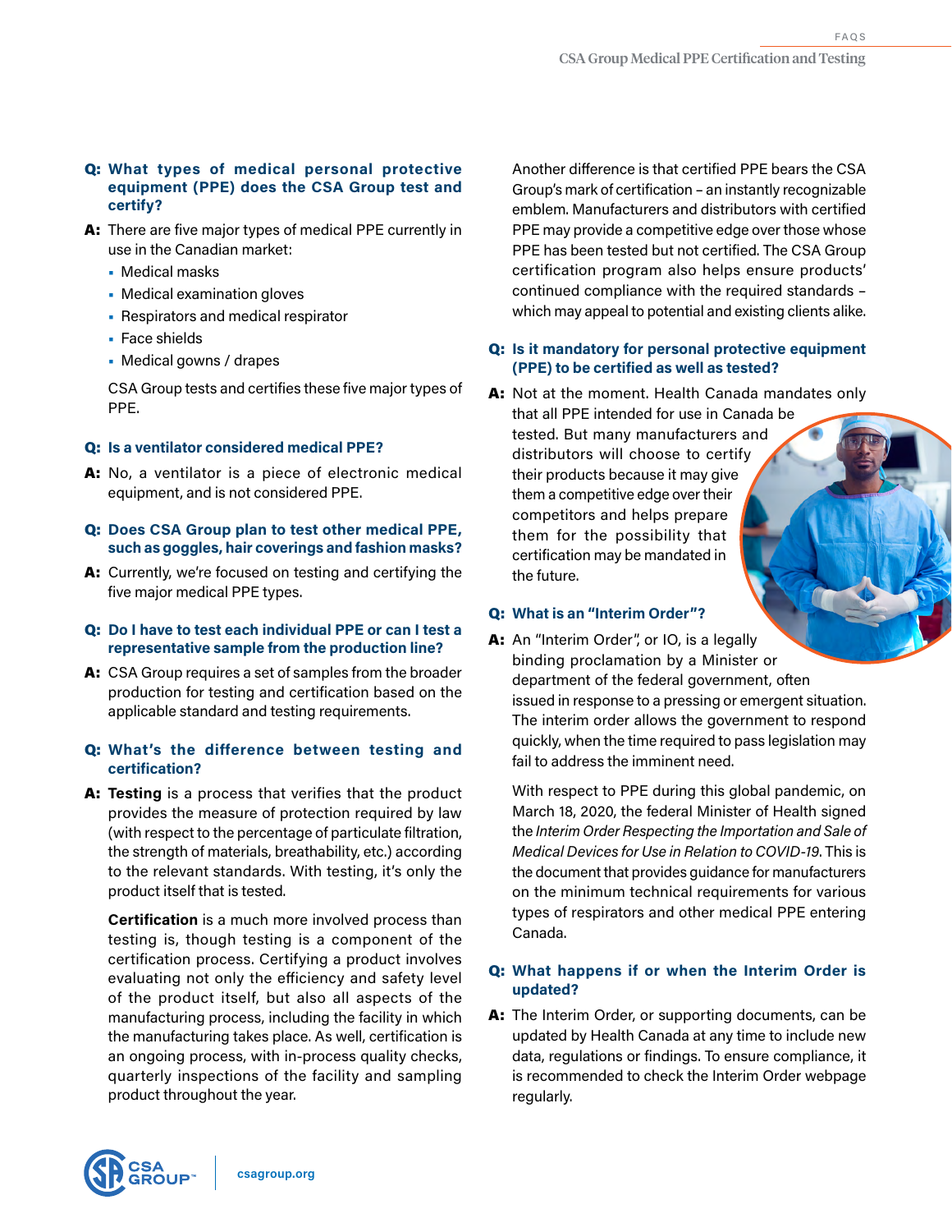**Q: What types of medical personal protective equipment (PPE) does the CSA Group test and certify?**

**A:** There are five major types of medical PPE currently in use in the Canadian market:

- Medical masks
- Medical examination gloves
- Respirators and medical respirator
- Face shields
- Medical gowns / drapes

CSA Group tests and certifies these five major types of PPE.

**Q: Is a ventilator considered medical PPE?**

**A:** No, a ventilator is a piece of electronic medical equipment, and is not considered PPE.

**Q: Does CSA Group plan to test other medical PPE, such as goggles, hair coverings and fashion masks?**

**A:** Currently, we're focused on testing and certifying the five major medical PPE types.

**Q: Do I have to test each individual PPE or can I test a representative sample from the production line?**

**A:** CSA Group requires a set of samples from the broader production for testing and certification based on the applicable standard and testing requirements.

**Q: What's the difference between testing and certification?**

**A:** **Testing** is a process that verifies that the product provides the measure of protection required by law (with respect to the percentage of particulate filtration, the strength of materials, breathability, etc.) according to the relevant standards. With testing, it's only the product itself that is tested.

**Certification** is a much more involved process than testing is, though testing is a component of the certification process. Certifying a product involves evaluating not only the efficiency and safety level of the product itself, but also all aspects of the manufacturing process, including the facility in which the manufacturing takes place. As well, certification is an ongoing process, with in-process quality checks, quarterly inspections of the facility and sampling product throughout the year.

Another difference is that certified PPE bears the CSA Group's mark of certification – an instantly recognizable emblem. Manufacturers and distributors with certified PPE may provide a competitive edge over those whose PPE has been tested but not certified. The CSA Group certification program also helps ensure products' continued compliance with the required standards – which may appeal to potential and existing clients alike.

**Q: Is it mandatory for personal protective equipment (PPE) to be certified as well as tested?**

**A:** Not at the moment. Health Canada mandates only that all PPE intended for use in Canada be tested. But many manufacturers and distributors will choose to certify their products because it may give them a competitive edge over their competitors and helps prepare them for the possibility that certification may be mandated in the future.

**Q: What is an "Interim Order"?**

**A:** An "Interim Order", or IO, is a legally binding proclamation by a Minister or department of the federal government, often issued in response to a pressing or emergent situation. The interim order allows the government to respond quickly, when the time required to pass legislation may fail to address the imminent need.

With respect to PPE during this global pandemic, on March 18, 2020, the federal Minister of Health signed the *Interim Order Respecting the Importation and Sale of Medical Devices for Use in Relation to COVID-19*. This is the document that provides guidance for manufacturers on the minimum technical requirements for various types of respirators and other medical PPE entering Canada.

**Q: What happens if or when the Interim Order is updated?**

**A:** The Interim Order, or supporting documents, can be updated by Health Canada at any time to include new data, regulations or findings. To ensure compliance, it is recommended to check the Interim Order webpage regularly.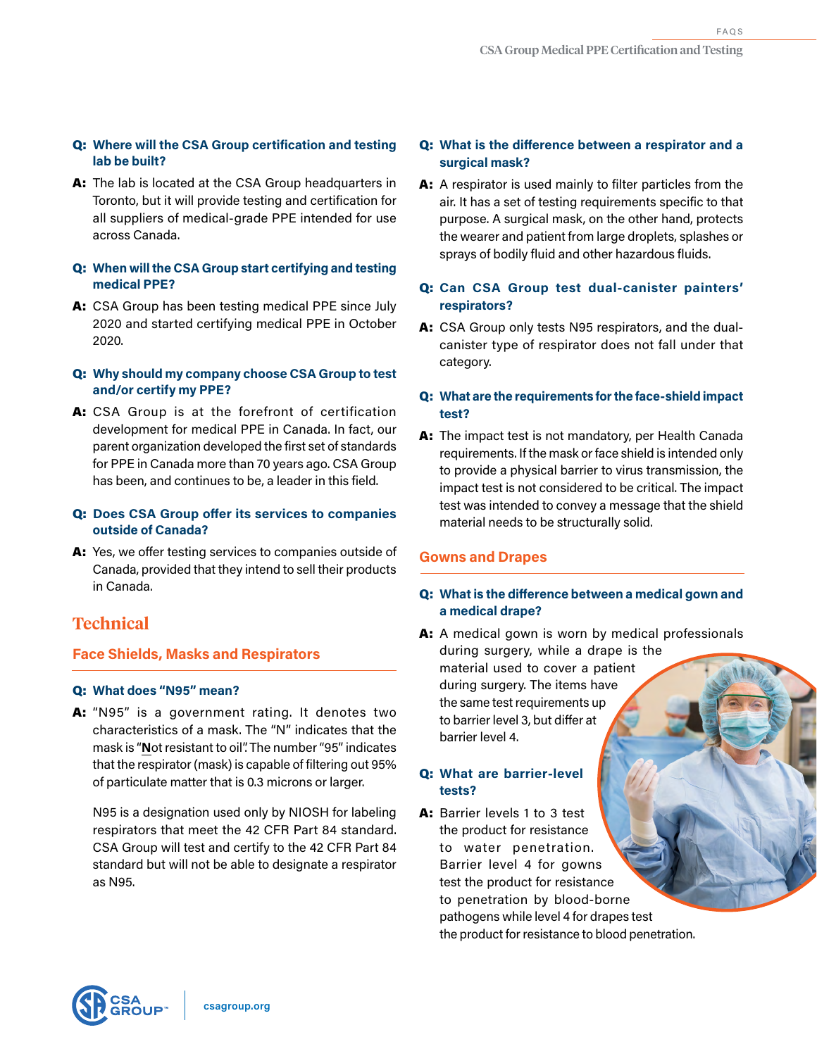**Q: Where will the CSA Group certification and testing lab be built?**

**A:** The lab is located at the CSA Group headquarters in Toronto, but it will provide testing and certification for all suppliers of medical-grade PPE intended for use across Canada.

**Q: When will the CSA Group start certifying and testing medical PPE?**

**A:** CSA Group has been testing medical PPE since July 2020 and started certifying medical PPE in October 2020.

**Q: Why should my company choose CSA Group to test and/or certify my PPE?**

**A:** CSA Group is at the forefront of certification development for medical PPE in Canada. In fact, our parent organization developed the first set of standards for PPE in Canada more than 70 years ago. CSA Group has been, and continues to be, a leader in this field.

**Q: Does CSA Group offer its services to companies outside of Canada?**

**A:** Yes, we offer testing services to companies outside of Canada, provided that they intend to sell their products in Canada.

# Technical

## Face Shields, Masks and Respirators

**Q: What does "N95" mean?**

**A:** "N95" is a government rating. It denotes two characteristics of a mask. The "N" indicates that the mask is "**N**ot resistant to oil". The number "95" indicates that the respirator (mask) is capable of filtering out 95% of particulate matter that is 0.3 microns or larger.

N95 is a designation used only by NIOSH for labeling respirators that meet the 42 CFR Part 84 standard. CSA Group will test and certify to the 42 CFR Part 84 standard but will not be able to designate a respirator as N95.

**Q: What is the difference between a respirator and a surgical mask?**

**A:** A respirator is used mainly to filter particles from the air. It has a set of testing requirements specific to that purpose. A surgical mask, on the other hand, protects the wearer and patient from large droplets, splashes or sprays of bodily fluid and other hazardous fluids.

**Q: Can CSA Group test dual-canister painters' respirators?**

**A:** CSA Group only tests N95 respirators, and the dual-canister type of respirator does not fall under that category.

**Q: What are the requirements for the face-shield impact test?**

**A:** The impact test is not mandatory, per Health Canada requirements. If the mask or face shield is intended only to provide a physical barrier to virus transmission, the impact test is not considered to be critical. The impact test was intended to convey a message that the shield material needs to be structurally solid.

## Gowns and Drapes

**Q: What is the difference between a medical gown and a medical drape?**

**A:** A medical gown is worn by medical professionals during surgery, while a drape is the material used to cover a patient during surgery. The items have the same test requirements up to barrier level 3, but differ at barrier level 4.

**Q: What are barrier-level tests?**

**A:** Barrier levels 1 to 3 test the product for resistance to water penetration. Barrier level 4 for gowns test the product for resistance to penetration by blood-borne pathogens while level 4 for drapes test the product for resistance to blood penetration.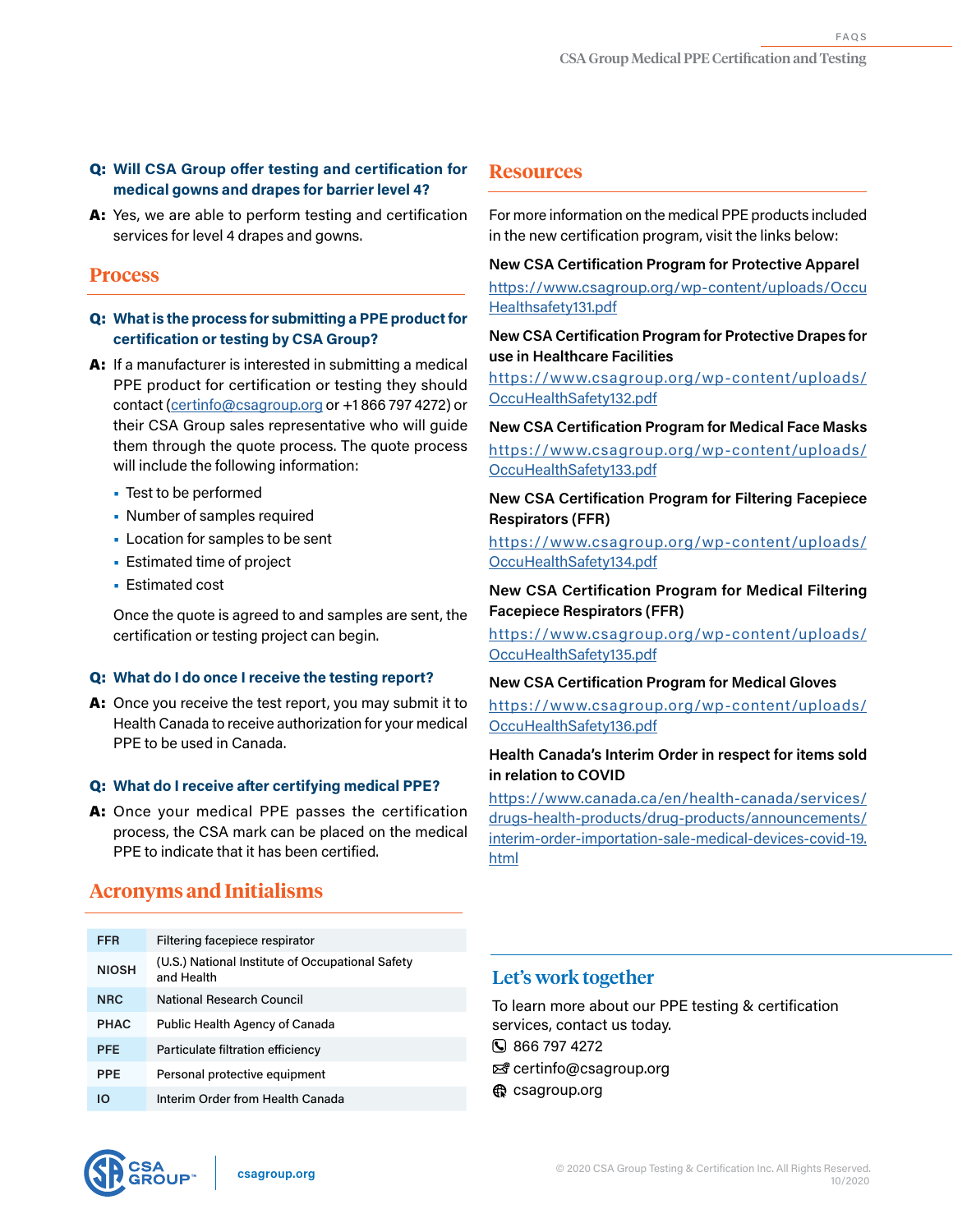**Q: Will CSA Group offer testing and certification for medical gowns and drapes for barrier level 4?**

**A:** Yes, we are able to perform testing and certification services for level 4 drapes and gowns.

## Process

**Q: What is the process for submitting a PPE product for certification or testing by CSA Group?**

**A:** If a manufacturer is interested in submitting a medical PPE product for certification or testing they should contact (certinfo@csagroup.org or +1 866 797 4272) or their CSA Group sales representative who will guide them through the quote process. The quote process will include the following information:

- Test to be performed
- Number of samples required
- Location for samples to be sent
- Estimated time of project
- Estimated cost

Once the quote is agreed to and samples are sent, the certification or testing project can begin.

**Q: What do I do once I receive the testing report?**

**A:** Once you receive the test report, you may submit it to Health Canada to receive authorization for your medical PPE to be used in Canada.

**Q: What do I receive after certifying medical PPE?**

**A:** Once your medical PPE passes the certification process, the CSA mark can be placed on the medical PPE to indicate that it has been certified.

## Acronyms and Initialisms

| | |
|---|---|
| FFR | Filtering facepiece respirator |
| NIOSH | (U.S.) National Institute of Occupational Safety and Health |
| NRC | National Research Council |
| PHAC | Public Health Agency of Canada |
| PFE | Particulate filtration efficiency |
| PPE | Personal protective equipment |
| IO | Interim Order from Health Canada |

## Resources

For more information on the medical PPE products included in the new certification program, visit the links below:

**New CSA Certification Program for Protective Apparel**

https://www.csagroup.org/wp-content/uploads/OccuHealthsafety131.pdf

**New CSA Certification Program for Protective Drapes for use in Healthcare Facilities**

https://www.csagroup.org/wp-content/uploads/OccuHealthSafety132.pdf

**New CSA Certification Program for Medical Face Masks**

https://www.csagroup.org/wp-content/uploads/OccuHealthSafety133.pdf

**New CSA Certification Program for Filtering Facepiece Respirators (FFR)**

https://www.csagroup.org/wp-content/uploads/OccuHealthSafety134.pdf

**New CSA Certification Program for Medical Filtering Facepiece Respirators (FFR)**

https://www.csagroup.org/wp-content/uploads/OccuHealthSafety135.pdf

**New CSA Certification Program for Medical Gloves**

https://www.csagroup.org/wp-content/uploads/OccuHealthSafety136.pdf

**Health Canada's Interim Order in respect for items sold in relation to COVID**

https://www.canada.ca/en/health-canada/services/drugs-health-products/drug-products/announcements/interim-order-importation-sale-medical-devices-covid-19.html

## Let's work together

To learn more about our PPE testing & certification services, contact us today.

866 797 4272

certinfo@csagroup.org

csagroup.org

CSA GROUP™ | csagroup.org

© 2020 CSA Group Testing & Certification Inc. All Rights Reserved. 10/2020